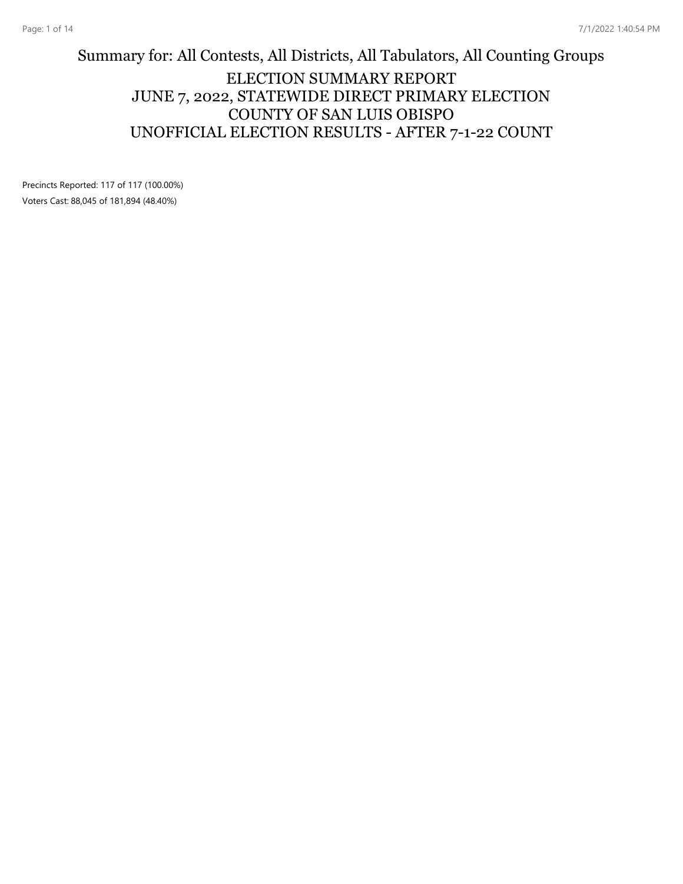# Summary for: All Contests, All Districts, All Tabulators, All Counting Groups

## ELECTION SUMMARY REPORT
## JUNE 7, 2022, STATEWIDE DIRECT PRIMARY ELECTION
## COUNTY OF SAN LUIS OBISPO
## UNOFFICIAL ELECTION RESULTS - AFTER 7-1-22 COUNT

Precincts Reported: 117 of 117 (100.00%)

Voters Cast: 88,045 of 181,894 (48.40%)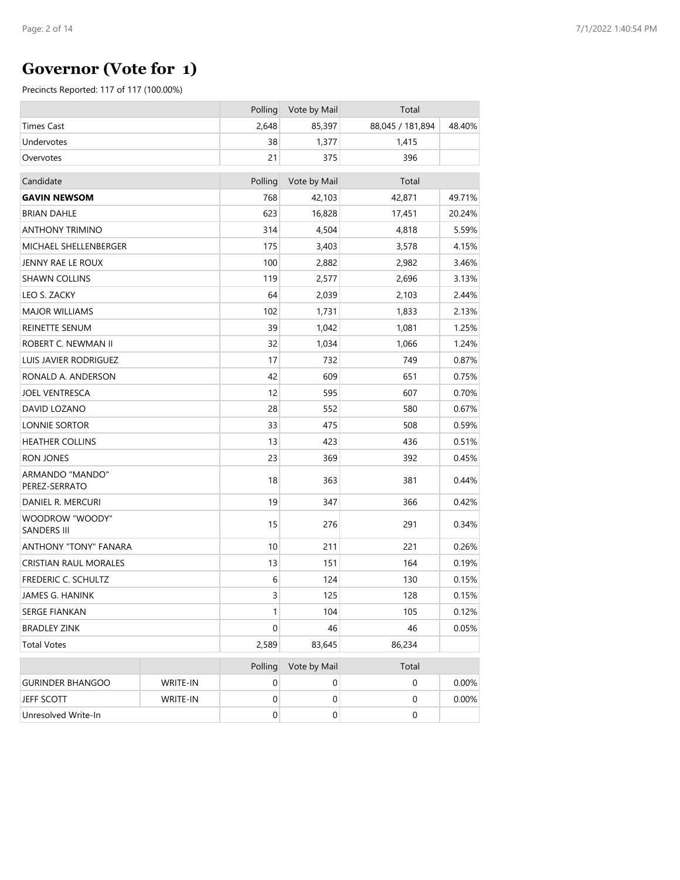# Governor (Vote for 1)

Precincts Reported: 117 of 117 (100.00%)

| | Polling | Vote by Mail | Total | |
|---|---|---|---|---|
| Times Cast | 2,648 | 85,397 | 88,045 / 181,894 | 48.40% |
| Undervotes | 38 | 1,377 | 1,415 | |
| Overvotes | 21 | 375 | 396 | |

| Candidate | Polling | Vote by Mail | Total | |
|---|---|---|---|---|
| **GAVIN NEWSOM** | 768 | 42,103 | 42,871 | 49.71% |
| BRIAN DAHLE | 623 | 16,828 | 17,451 | 20.24% |
| ANTHONY TRIMINO | 314 | 4,504 | 4,818 | 5.59% |
| MICHAEL SHELLENBERGER | 175 | 3,403 | 3,578 | 4.15% |
| JENNY RAE LE ROUX | 100 | 2,882 | 2,982 | 3.46% |
| SHAWN COLLINS | 119 | 2,577 | 2,696 | 3.13% |
| LEO S. ZACKY | 64 | 2,039 | 2,103 | 2.44% |
| MAJOR WILLIAMS | 102 | 1,731 | 1,833 | 2.13% |
| REINETTE SENUM | 39 | 1,042 | 1,081 | 1.25% |
| ROBERT C. NEWMAN II | 32 | 1,034 | 1,066 | 1.24% |
| LUIS JAVIER RODRIGUEZ | 17 | 732 | 749 | 0.87% |
| RONALD A. ANDERSON | 42 | 609 | 651 | 0.75% |
| JOEL VENTRESCA | 12 | 595 | 607 | 0.70% |
| DAVID LOZANO | 28 | 552 | 580 | 0.67% |
| LONNIE SORTOR | 33 | 475 | 508 | 0.59% |
| HEATHER COLLINS | 13 | 423 | 436 | 0.51% |
| RON JONES | 23 | 369 | 392 | 0.45% |
| ARMANDO "MANDO" PEREZ-SERRATO | 18 | 363 | 381 | 0.44% |
| DANIEL R. MERCURI | 19 | 347 | 366 | 0.42% |
| WOODROW "WOODY" SANDERS III | 15 | 276 | 291 | 0.34% |
| ANTHONY "TONY" FANARA | 10 | 211 | 221 | 0.26% |
| CRISTIAN RAUL MORALES | 13 | 151 | 164 | 0.19% |
| FREDERIC C. SCHULTZ | 6 | 124 | 130 | 0.15% |
| JAMES G. HANINK | 3 | 125 | 128 | 0.15% |
| SERGE FIANKAN | 1 | 104 | 105 | 0.12% |
| BRADLEY ZINK | 0 | 46 | 46 | 0.05% |
| Total Votes | 2,589 | 83,645 | 86,234 | |

| | | Polling | Vote by Mail | Total | |
|---|---|---|---|---|---|
| GURINDER BHANGOO | WRITE-IN | 0 | 0 | 0 | 0.00% |
| JEFF SCOTT | WRITE-IN | 0 | 0 | 0 | 0.00% |
| Unresolved Write-In | | 0 | 0 | 0 | |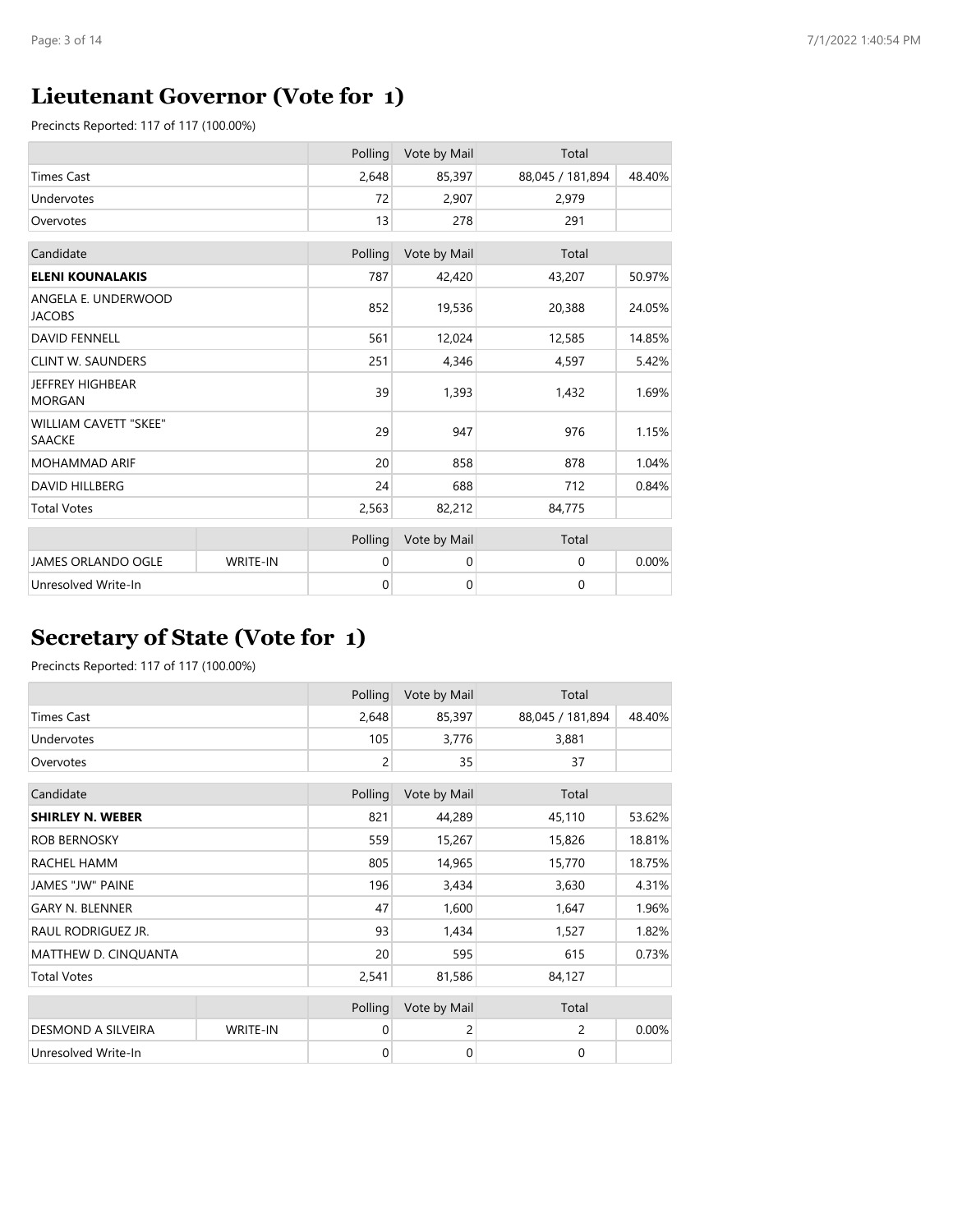## Lieutenant Governor (Vote for 1)

Precincts Reported: 117 of 117 (100.00%)

| | Polling | Vote by Mail | Total | |
|---|---|---|---|---|
| Times Cast | 2,648 | 85,397 | 88,045 / 181,894 | 48.40% |
| Undervotes | 72 | 2,907 | 2,979 | |
| Overvotes | 13 | 278 | 291 | |

| Candidate | Polling | Vote by Mail | Total | |
|---|---|---|---|---|
| **ELENI KOUNALAKIS** | 787 | 42,420 | 43,207 | 50.97% |
| ANGELA E. UNDERWOOD JACOBS | 852 | 19,536 | 20,388 | 24.05% |
| DAVID FENNELL | 561 | 12,024 | 12,585 | 14.85% |
| CLINT W. SAUNDERS | 251 | 4,346 | 4,597 | 5.42% |
| JEFFREY HIGHBEAR MORGAN | 39 | 1,393 | 1,432 | 1.69% |
| WILLIAM CAVETT "SKEE" SAACKE | 29 | 947 | 976 | 1.15% |
| MOHAMMAD ARIF | 20 | 858 | 878 | 1.04% |
| DAVID HILLBERG | 24 | 688 | 712 | 0.84% |
| Total Votes | 2,563 | 82,212 | 84,775 | |

| | | Polling | Vote by Mail | Total | |
|---|---|---|---|---|---|
| JAMES ORLANDO OGLE | WRITE-IN | 0 | 0 | 0 | 0.00% |
| Unresolved Write-In | | 0 | 0 | 0 | |

## Secretary of State (Vote for 1)

Precincts Reported: 117 of 117 (100.00%)

| | Polling | Vote by Mail | Total | |
|---|---|---|---|---|
| Times Cast | 2,648 | 85,397 | 88,045 / 181,894 | 48.40% |
| Undervotes | 105 | 3,776 | 3,881 | |
| Overvotes | 2 | 35 | 37 | |

| Candidate | Polling | Vote by Mail | Total | |
|---|---|---|---|---|
| **SHIRLEY N. WEBER** | 821 | 44,289 | 45,110 | 53.62% |
| ROB BERNOSKY | 559 | 15,267 | 15,826 | 18.81% |
| RACHEL HAMM | 805 | 14,965 | 15,770 | 18.75% |
| JAMES "JW" PAINE | 196 | 3,434 | 3,630 | 4.31% |
| GARY N. BLENNER | 47 | 1,600 | 1,647 | 1.96% |
| RAUL RODRIGUEZ JR. | 93 | 1,434 | 1,527 | 1.82% |
| MATTHEW D. CINQUANTA | 20 | 595 | 615 | 0.73% |
| Total Votes | 2,541 | 81,586 | 84,127 | |

| | | Polling | Vote by Mail | Total | |
|---|---|---|---|---|---|
| DESMOND A SILVEIRA | WRITE-IN | 0 | 2 | 2 | 0.00% |
| Unresolved Write-In | | 0 | 0 | 0 | |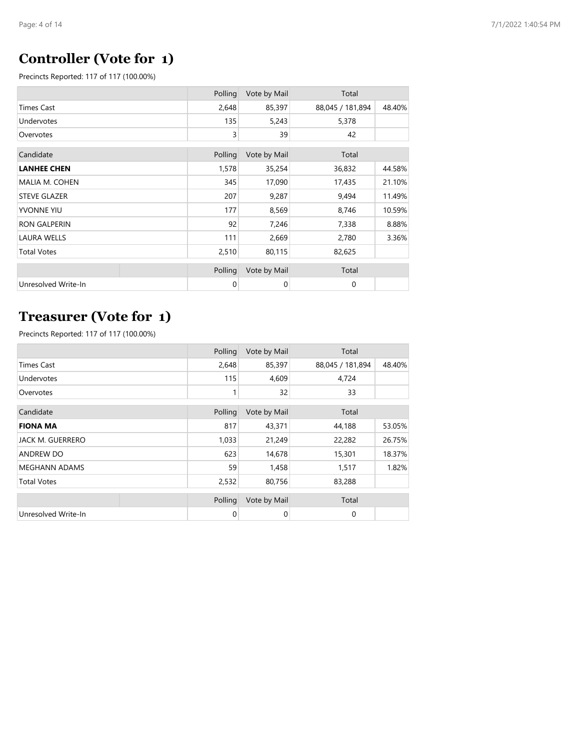## Controller (Vote for 1)

Precincts Reported: 117 of 117 (100.00%)

| | Polling | Vote by Mail | Total | |
|---|---|---|---|---|
| Times Cast | 2,648 | 85,397 | 88,045 / 181,894 | 48.40% |
| Undervotes | 135 | 5,243 | 5,378 | |
| Overvotes | 3 | 39 | 42 | |

| Candidate | Polling | Vote by Mail | Total | |
|---|---|---|---|---|
| **LANHEE CHEN** | 1,578 | 35,254 | 36,832 | 44.58% |
| MALIA M. COHEN | 345 | 17,090 | 17,435 | 21.10% |
| STEVE GLAZER | 207 | 9,287 | 9,494 | 11.49% |
| YVONNE YIU | 177 | 8,569 | 8,746 | 10.59% |
| RON GALPERIN | 92 | 7,246 | 7,338 | 8.88% |
| LAURA WELLS | 111 | 2,669 | 2,780 | 3.36% |
| Total Votes | 2,510 | 80,115 | 82,625 | |

| | | Polling | Vote by Mail | Total | |
|---|---|---|---|---|---|
| Unresolved Write-In | | 0 | 0 | 0 | |

## Treasurer (Vote for 1)

Precincts Reported: 117 of 117 (100.00%)

| | Polling | Vote by Mail | Total | |
|---|---|---|---|---|
| Times Cast | 2,648 | 85,397 | 88,045 / 181,894 | 48.40% |
| Undervotes | 115 | 4,609 | 4,724 | |
| Overvotes | 1 | 32 | 33 | |

| Candidate | Polling | Vote by Mail | Total | |
|---|---|---|---|---|
| **FIONA MA** | 817 | 43,371 | 44,188 | 53.05% |
| JACK M. GUERRERO | 1,033 | 21,249 | 22,282 | 26.75% |
| ANDREW DO | 623 | 14,678 | 15,301 | 18.37% |
| MEGHANN ADAMS | 59 | 1,458 | 1,517 | 1.82% |
| Total Votes | 2,532 | 80,756 | 83,288 | |

| | | Polling | Vote by Mail | Total | |
|---|---|---|---|---|---|
| Unresolved Write-In | | 0 | 0 | 0 | |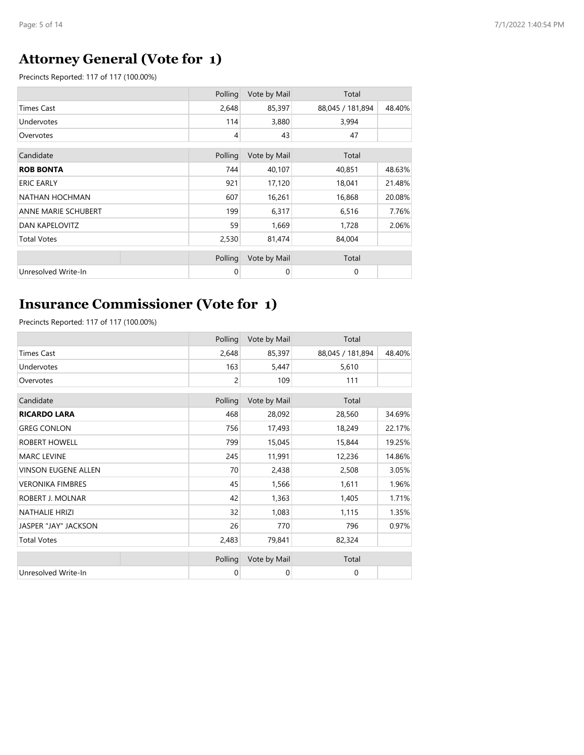## Attorney General (Vote for 1)

Precincts Reported: 117 of 117 (100.00%)

| | Polling | Vote by Mail | Total | |
|---|---|---|---|---|
| Times Cast | 2,648 | 85,397 | 88,045 / 181,894 | 48.40% |
| Undervotes | 114 | 3,880 | 3,994 | |
| Overvotes | 4 | 43 | 47 | |

| Candidate | Polling | Vote by Mail | Total | |
|---|---|---|---|---|
| **ROB BONTA** | 744 | 40,107 | 40,851 | 48.63% |
| ERIC EARLY | 921 | 17,120 | 18,041 | 21.48% |
| NATHAN HOCHMAN | 607 | 16,261 | 16,868 | 20.08% |
| ANNE MARIE SCHUBERT | 199 | 6,317 | 6,516 | 7.76% |
| DAN KAPELOVITZ | 59 | 1,669 | 1,728 | 2.06% |
| Total Votes | 2,530 | 81,474 | 84,004 | |

| | Polling | Vote by Mail | Total | |
|---|---|---|---|---|
| Unresolved Write-In | 0 | 0 | 0 | |

## Insurance Commissioner (Vote for 1)

Precincts Reported: 117 of 117 (100.00%)

| | Polling | Vote by Mail | Total | |
|---|---|---|---|---|
| Times Cast | 2,648 | 85,397 | 88,045 / 181,894 | 48.40% |
| Undervotes | 163 | 5,447 | 5,610 | |
| Overvotes | 2 | 109 | 111 | |

| Candidate | Polling | Vote by Mail | Total | |
|---|---|---|---|---|
| **RICARDO LARA** | 468 | 28,092 | 28,560 | 34.69% |
| GREG CONLON | 756 | 17,493 | 18,249 | 22.17% |
| ROBERT HOWELL | 799 | 15,045 | 15,844 | 19.25% |
| MARC LEVINE | 245 | 11,991 | 12,236 | 14.86% |
| VINSON EUGENE ALLEN | 70 | 2,438 | 2,508 | 3.05% |
| VERONIKA FIMBRES | 45 | 1,566 | 1,611 | 1.96% |
| ROBERT J. MOLNAR | 42 | 1,363 | 1,405 | 1.71% |
| NATHALIE HRIZI | 32 | 1,083 | 1,115 | 1.35% |
| JASPER "JAY" JACKSON | 26 | 770 | 796 | 0.97% |
| Total Votes | 2,483 | 79,841 | 82,324 | |

| | Polling | Vote by Mail | Total | |
|---|---|---|---|---|
| Unresolved Write-In | 0 | 0 | 0 | |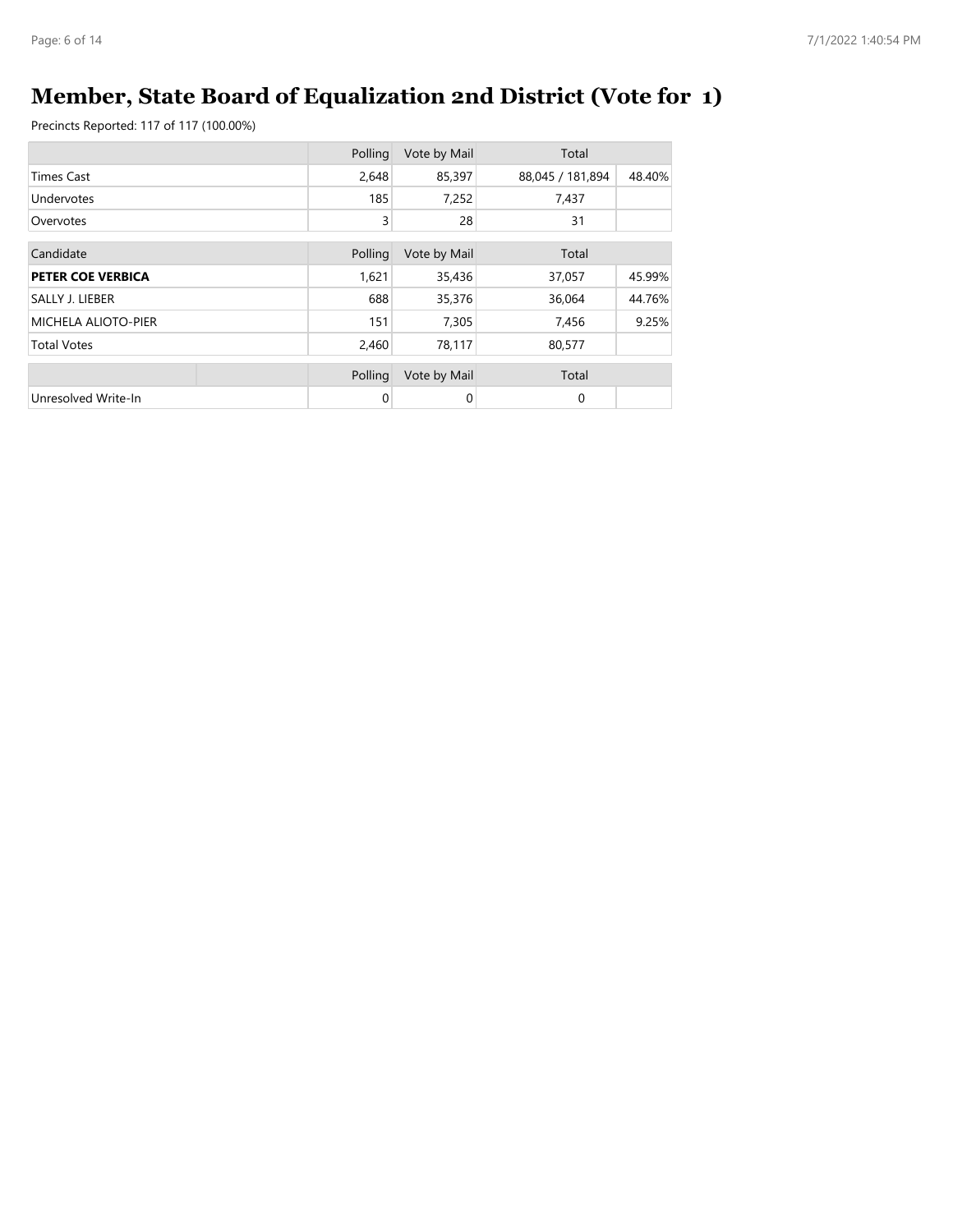# Member, State Board of Equalization 2nd District (Vote for 1)

Precincts Reported: 117 of 117 (100.00%)

| | Polling | Vote by Mail | Total | |
|---|---|---|---|---|
| Times Cast | 2,648 | 85,397 | 88,045 / 181,894 | 48.40% |
| Undervotes | 185 | 7,252 | 7,437 | |
| Overvotes | 3 | 28 | 31 | |

| Candidate | Polling | Vote by Mail | Total | |
|---|---|---|---|---|
| **PETER COE VERBICA** | 1,621 | 35,436 | 37,057 | 45.99% |
| SALLY J. LIEBER | 688 | 35,376 | 36,064 | 44.76% |
| MICHELA ALIOTO-PIER | 151 | 7,305 | 7,456 | 9.25% |
| Total Votes | 2,460 | 78,117 | 80,577 | |

| | Polling | Vote by Mail | Total | |
|---|---|---|---|---|
| Unresolved Write-In | 0 | 0 | 0 | |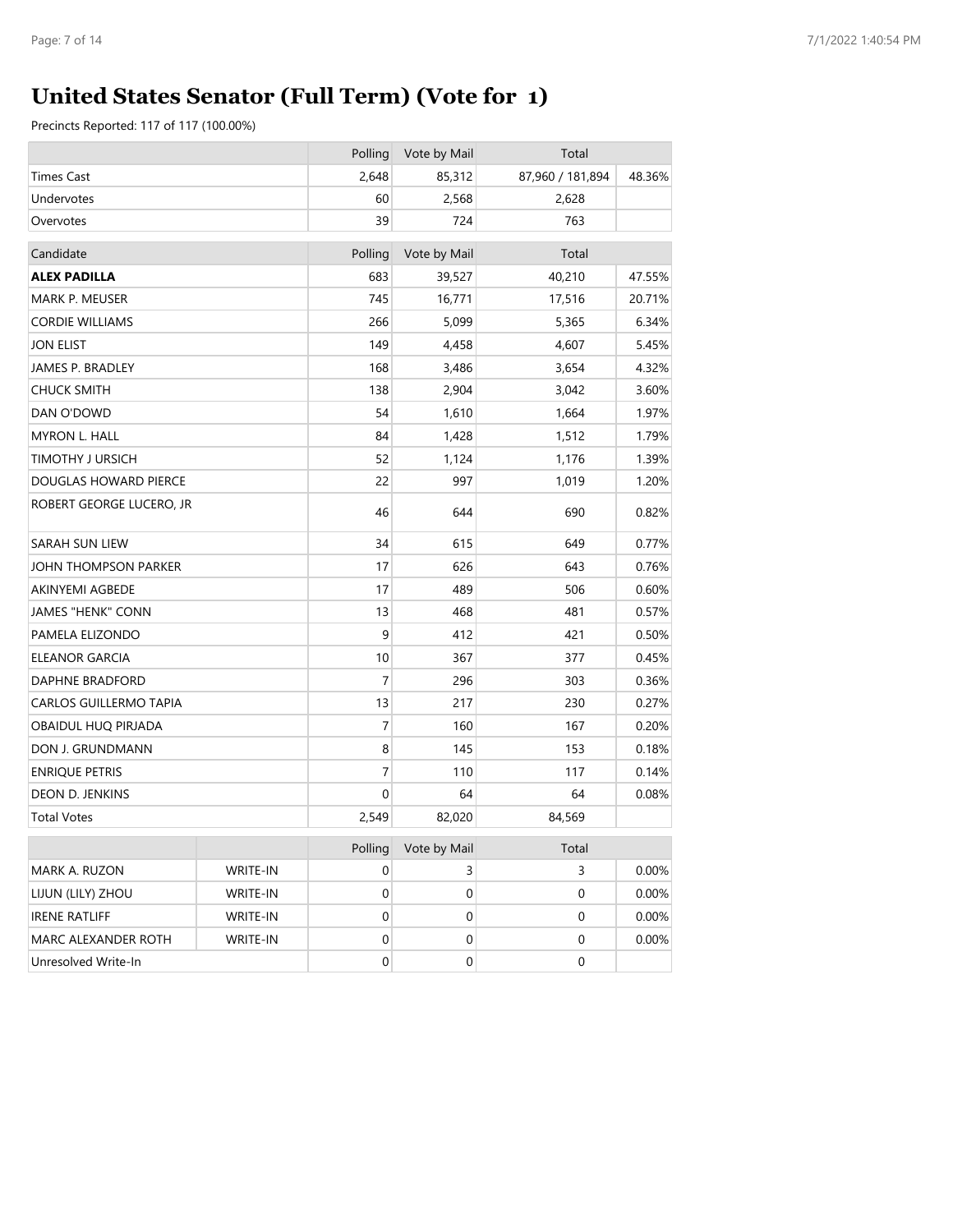# United States Senator (Full Term) (Vote for 1)

Precincts Reported: 117 of 117 (100.00%)

| | Polling | Vote by Mail | Total | |
|---|---|---|---|---|
| Times Cast | 2,648 | 85,312 | 87,960 / 181,894 | 48.36% |
| Undervotes | 60 | 2,568 | 2,628 | |
| Overvotes | 39 | 724 | 763 | |

| Candidate | Polling | Vote by Mail | Total | |
|---|---|---|---|---|
| **ALEX PADILLA** | 683 | 39,527 | 40,210 | 47.55% |
| MARK P. MEUSER | 745 | 16,771 | 17,516 | 20.71% |
| CORDIE WILLIAMS | 266 | 5,099 | 5,365 | 6.34% |
| JON ELIST | 149 | 4,458 | 4,607 | 5.45% |
| JAMES P. BRADLEY | 168 | 3,486 | 3,654 | 4.32% |
| CHUCK SMITH | 138 | 2,904 | 3,042 | 3.60% |
| DAN O'DOWD | 54 | 1,610 | 1,664 | 1.97% |
| MYRON L. HALL | 84 | 1,428 | 1,512 | 1.79% |
| TIMOTHY J URSICH | 52 | 1,124 | 1,176 | 1.39% |
| DOUGLAS HOWARD PIERCE | 22 | 997 | 1,019 | 1.20% |
| ROBERT GEORGE LUCERO, JR | 46 | 644 | 690 | 0.82% |
| SARAH SUN LIEW | 34 | 615 | 649 | 0.77% |
| JOHN THOMPSON PARKER | 17 | 626 | 643 | 0.76% |
| AKINYEMI AGBEDE | 17 | 489 | 506 | 0.60% |
| JAMES "HENK" CONN | 13 | 468 | 481 | 0.57% |
| PAMELA ELIZONDO | 9 | 412 | 421 | 0.50% |
| ELEANOR GARCIA | 10 | 367 | 377 | 0.45% |
| DAPHNE BRADFORD | 7 | 296 | 303 | 0.36% |
| CARLOS GUILLERMO TAPIA | 13 | 217 | 230 | 0.27% |
| OBAIDUL HUQ PIRJADA | 7 | 160 | 167 | 0.20% |
| DON J. GRUNDMANN | 8 | 145 | 153 | 0.18% |
| ENRIQUE PETRIS | 7 | 110 | 117 | 0.14% |
| DEON D. JENKINS | 0 | 64 | 64 | 0.08% |
| Total Votes | 2,549 | 82,020 | 84,569 | |

| | | Polling | Vote by Mail | Total | |
|---|---|---|---|---|---|
| MARK A. RUZON | WRITE-IN | 0 | 3 | 3 | 0.00% |
| LIJUN (LILY) ZHOU | WRITE-IN | 0 | 0 | 0 | 0.00% |
| IRENE RATLIFF | WRITE-IN | 0 | 0 | 0 | 0.00% |
| MARC ALEXANDER ROTH | WRITE-IN | 0 | 0 | 0 | 0.00% |
| Unresolved Write-In | | 0 | 0 | 0 | |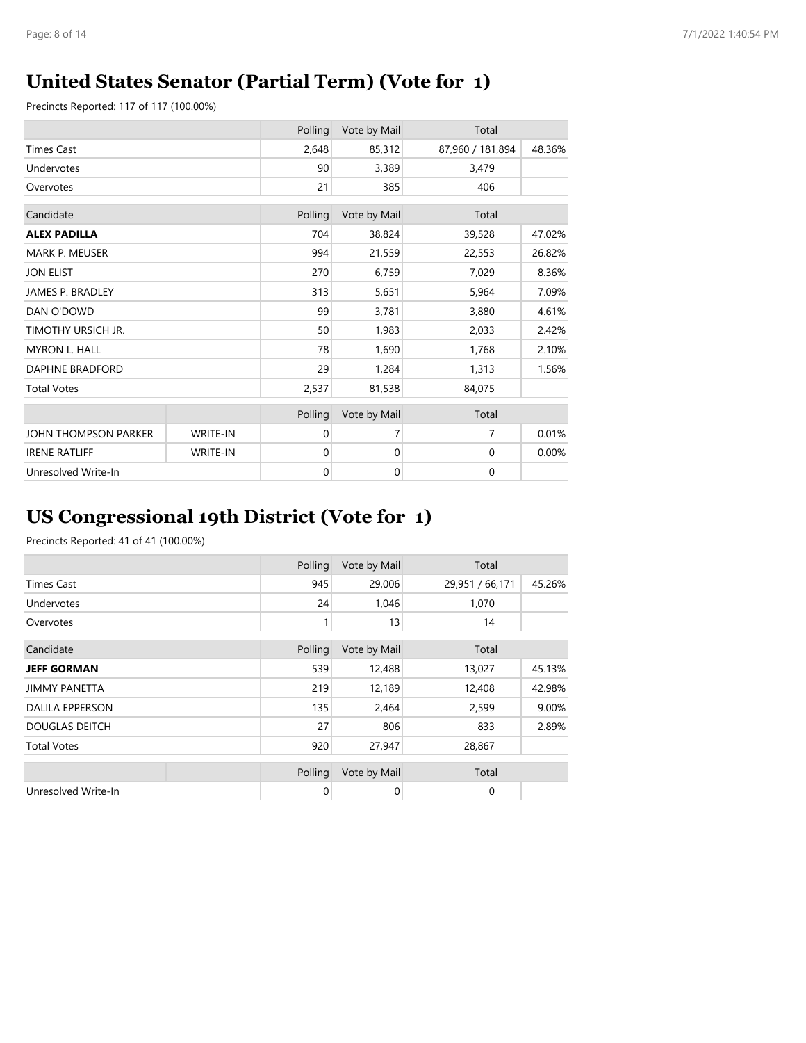## United States Senator (Partial Term) (Vote for 1)

Precincts Reported: 117 of 117 (100.00%)

| | Polling | Vote by Mail | Total | |
|---|---|---|---|---|
| Times Cast | 2,648 | 85,312 | 87,960 / 181,894 | 48.36% |
| Undervotes | 90 | 3,389 | 3,479 | |
| Overvotes | 21 | 385 | 406 | |

| Candidate | Polling | Vote by Mail | Total | |
|---|---|---|---|---|
| **ALEX PADILLA** | 704 | 38,824 | 39,528 | 47.02% |
| MARK P. MEUSER | 994 | 21,559 | 22,553 | 26.82% |
| JON ELIST | 270 | 6,759 | 7,029 | 8.36% |
| JAMES P. BRADLEY | 313 | 5,651 | 5,964 | 7.09% |
| DAN O'DOWD | 99 | 3,781 | 3,880 | 4.61% |
| TIMOTHY URSICH JR. | 50 | 1,983 | 2,033 | 2.42% |
| MYRON L. HALL | 78 | 1,690 | 1,768 | 2.10% |
| DAPHNE BRADFORD | 29 | 1,284 | 1,313 | 1.56% |
| Total Votes | 2,537 | 81,538 | 84,075 | |

| | | Polling | Vote by Mail | Total | |
|---|---|---|---|---|---|
| JOHN THOMPSON PARKER | WRITE-IN | 0 | 7 | 7 | 0.01% |
| IRENE RATLIFF | WRITE-IN | 0 | 0 | 0 | 0.00% |
| Unresolved Write-In | | 0 | 0 | 0 | |

## US Congressional 19th District (Vote for 1)

Precincts Reported: 41 of 41 (100.00%)

| | Polling | Vote by Mail | Total | |
|---|---|---|---|---|
| Times Cast | 945 | 29,006 | 29,951 / 66,171 | 45.26% |
| Undervotes | 24 | 1,046 | 1,070 | |
| Overvotes | 1 | 13 | 14 | |

| Candidate | Polling | Vote by Mail | Total | |
|---|---|---|---|---|
| **JEFF GORMAN** | 539 | 12,488 | 13,027 | 45.13% |
| JIMMY PANETTA | 219 | 12,189 | 12,408 | 42.98% |
| DALILA EPPERSON | 135 | 2,464 | 2,599 | 9.00% |
| DOUGLAS DEITCH | 27 | 806 | 833 | 2.89% |
| Total Votes | 920 | 27,947 | 28,867 | |

| | | Polling | Vote by Mail | Total | |
|---|---|---|---|---|---|
| Unresolved Write-In | | 0 | 0 | 0 | |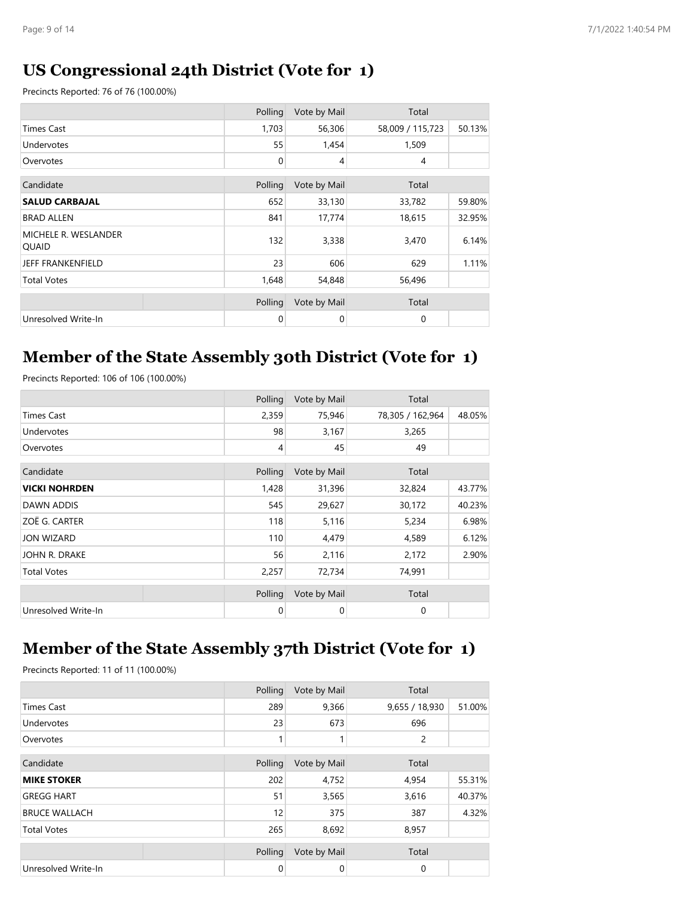## US Congressional 24th District (Vote for 1)

Precincts Reported: 76 of 76 (100.00%)

| | Polling | Vote by Mail | Total | |
|---|---|---|---|---|
| Times Cast | 1,703 | 56,306 | 58,009 / 115,723 | 50.13% |
| Undervotes | 55 | 1,454 | 1,509 | |
| Overvotes | 0 | 4 | 4 | |

| Candidate | Polling | Vote by Mail | Total | |
|---|---|---|---|---|
| **SALUD CARBAJAL** | 652 | 33,130 | 33,782 | 59.80% |
| BRAD ALLEN | 841 | 17,774 | 18,615 | 32.95% |
| MICHELE R. WESLANDER QUAID | 132 | 3,338 | 3,470 | 6.14% |
| JEFF FRANKENFIELD | 23 | 606 | 629 | 1.11% |
| Total Votes | 1,648 | 54,848 | 56,496 | |

| | Polling | Vote by Mail | Total | |
|---|---|---|---|---|
| Unresolved Write-In | 0 | 0 | 0 | |

## Member of the State Assembly 30th District (Vote for 1)

Precincts Reported: 106 of 106 (100.00%)

| | Polling | Vote by Mail | Total | |
|---|---|---|---|---|
| Times Cast | 2,359 | 75,946 | 78,305 / 162,964 | 48.05% |
| Undervotes | 98 | 3,167 | 3,265 | |
| Overvotes | 4 | 45 | 49 | |

| Candidate | Polling | Vote by Mail | Total | |
|---|---|---|---|---|
| **VICKI NOHRDEN** | 1,428 | 31,396 | 32,824 | 43.77% |
| DAWN ADDIS | 545 | 29,627 | 30,172 | 40.23% |
| ZOË G. CARTER | 118 | 5,116 | 5,234 | 6.98% |
| JON WIZARD | 110 | 4,479 | 4,589 | 6.12% |
| JOHN R. DRAKE | 56 | 2,116 | 2,172 | 2.90% |
| Total Votes | 2,257 | 72,734 | 74,991 | |

| | Polling | Vote by Mail | Total | |
|---|---|---|---|---|
| Unresolved Write-In | 0 | 0 | 0 | |

## Member of the State Assembly 37th District (Vote for 1)

Precincts Reported: 11 of 11 (100.00%)

| | Polling | Vote by Mail | Total | |
|---|---|---|---|---|
| Times Cast | 289 | 9,366 | 9,655 / 18,930 | 51.00% |
| Undervotes | 23 | 673 | 696 | |
| Overvotes | 1 | 1 | 2 | |

| Candidate | Polling | Vote by Mail | Total | |
|---|---|---|---|---|
| **MIKE STOKER** | 202 | 4,752 | 4,954 | 55.31% |
| GREGG HART | 51 | 3,565 | 3,616 | 40.37% |
| BRUCE WALLACH | 12 | 375 | 387 | 4.32% |
| Total Votes | 265 | 8,692 | 8,957 | |

| | Polling | Vote by Mail | Total | |
|---|---|---|---|---|
| Unresolved Write-In | 0 | 0 | 0 | |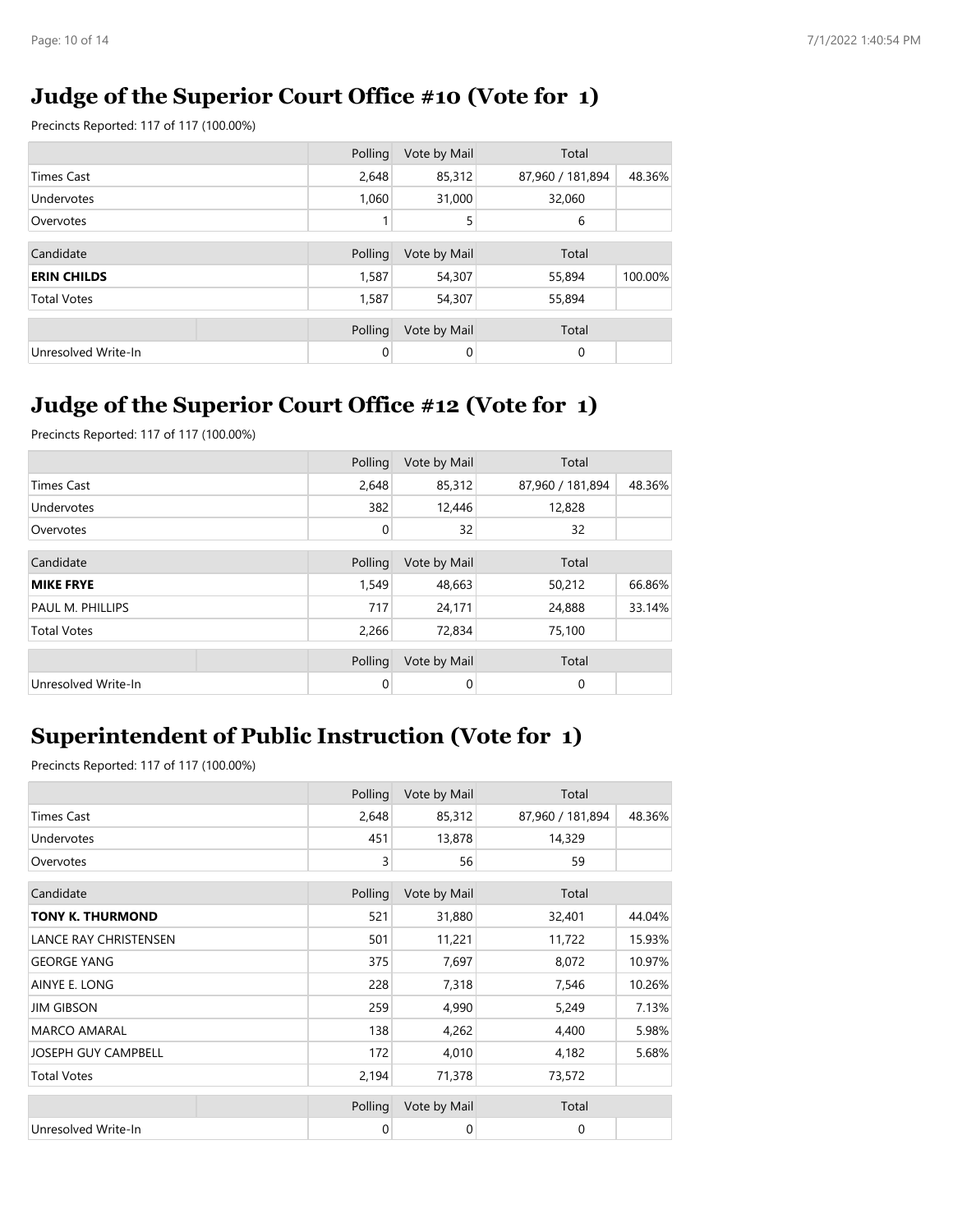## Judge of the Superior Court Office #10 (Vote for 1)

Precincts Reported: 117 of 117 (100.00%)

| | Polling | Vote by Mail | Total | |
|---|---|---|---|---|
| Times Cast | 2,648 | 85,312 | 87,960 / 181,894 | 48.36% |
| Undervotes | 1,060 | 31,000 | 32,060 | |
| Overvotes | 1 | 5 | 6 | |

| Candidate | Polling | Vote by Mail | Total | |
|---|---|---|---|---|
| **ERIN CHILDS** | 1,587 | 54,307 | 55,894 | 100.00% |
| Total Votes | 1,587 | 54,307 | 55,894 | |

| | Polling | Vote by Mail | Total | |
|---|---|---|---|---|
| Unresolved Write-In | 0 | 0 | 0 | |

## Judge of the Superior Court Office #12 (Vote for 1)

Precincts Reported: 117 of 117 (100.00%)

| | Polling | Vote by Mail | Total | |
|---|---|---|---|---|
| Times Cast | 2,648 | 85,312 | 87,960 / 181,894 | 48.36% |
| Undervotes | 382 | 12,446 | 12,828 | |
| Overvotes | 0 | 32 | 32 | |

| Candidate | Polling | Vote by Mail | Total | |
|---|---|---|---|---|
| **MIKE FRYE** | 1,549 | 48,663 | 50,212 | 66.86% |
| PAUL M. PHILLIPS | 717 | 24,171 | 24,888 | 33.14% |
| Total Votes | 2,266 | 72,834 | 75,100 | |

| | Polling | Vote by Mail | Total | |
|---|---|---|---|---|
| Unresolved Write-In | 0 | 0 | 0 | |

## Superintendent of Public Instruction (Vote for 1)

Precincts Reported: 117 of 117 (100.00%)

| | Polling | Vote by Mail | Total | |
|---|---|---|---|---|
| Times Cast | 2,648 | 85,312 | 87,960 / 181,894 | 48.36% |
| Undervotes | 451 | 13,878 | 14,329 | |
| Overvotes | 3 | 56 | 59 | |

| Candidate | Polling | Vote by Mail | Total | |
|---|---|---|---|---|
| **TONY K. THURMOND** | 521 | 31,880 | 32,401 | 44.04% |
| LANCE RAY CHRISTENSEN | 501 | 11,221 | 11,722 | 15.93% |
| GEORGE YANG | 375 | 7,697 | 8,072 | 10.97% |
| AINYE E. LONG | 228 | 7,318 | 7,546 | 10.26% |
| JIM GIBSON | 259 | 4,990 | 5,249 | 7.13% |
| MARCO AMARAL | 138 | 4,262 | 4,400 | 5.98% |
| JOSEPH GUY CAMPBELL | 172 | 4,010 | 4,182 | 5.68% |
| Total Votes | 2,194 | 71,378 | 73,572 | |

| | Polling | Vote by Mail | Total | |
|---|---|---|---|---|
| Unresolved Write-In | 0 | 0 | 0 | |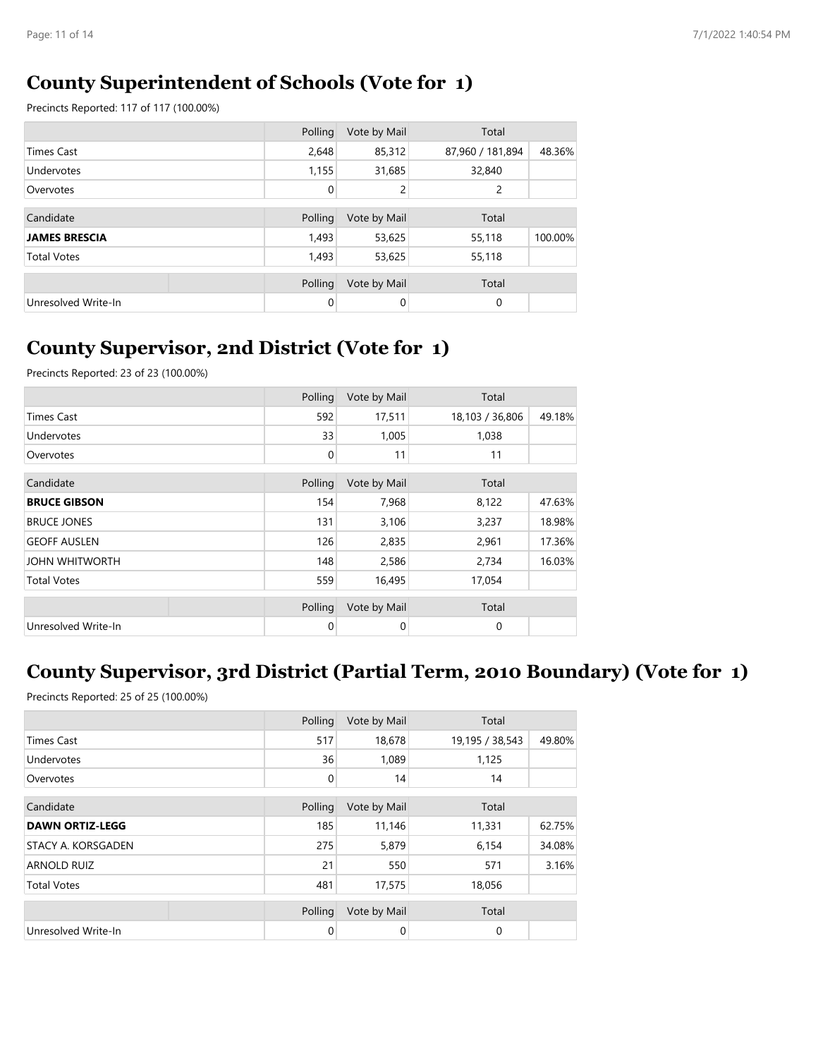## County Superintendent of Schools (Vote for 1)

Precincts Reported: 117 of 117 (100.00%)

| | Polling | Vote by Mail | Total | |
|---|---|---|---|---|
| Times Cast | 2,648 | 85,312 | 87,960 / 181,894 | 48.36% |
| Undervotes | 1,155 | 31,685 | 32,840 | |
| Overvotes | 0 | 2 | 2 | |

| Candidate | Polling | Vote by Mail | Total | |
|---|---|---|---|---|
| **JAMES BRESCIA** | 1,493 | 53,625 | 55,118 | 100.00% |
| Total Votes | 1,493 | 53,625 | 55,118 | |

| | Polling | Vote by Mail | Total | |
|---|---|---|---|---|
| Unresolved Write-In | 0 | 0 | 0 | |

## County Supervisor, 2nd District (Vote for 1)

Precincts Reported: 23 of 23 (100.00%)

| | Polling | Vote by Mail | Total | |
|---|---|---|---|---|
| Times Cast | 592 | 17,511 | 18,103 / 36,806 | 49.18% |
| Undervotes | 33 | 1,005 | 1,038 | |
| Overvotes | 0 | 11 | 11 | |

| Candidate | Polling | Vote by Mail | Total | |
|---|---|---|---|---|
| **BRUCE GIBSON** | 154 | 7,968 | 8,122 | 47.63% |
| BRUCE JONES | 131 | 3,106 | 3,237 | 18.98% |
| GEOFF AUSLEN | 126 | 2,835 | 2,961 | 17.36% |
| JOHN WHITWORTH | 148 | 2,586 | 2,734 | 16.03% |
| Total Votes | 559 | 16,495 | 17,054 | |

| | Polling | Vote by Mail | Total | |
|---|---|---|---|---|
| Unresolved Write-In | 0 | 0 | 0 | |

## County Supervisor, 3rd District (Partial Term, 2010 Boundary) (Vote for 1)

Precincts Reported: 25 of 25 (100.00%)

| | Polling | Vote by Mail | Total | |
|---|---|---|---|---|
| Times Cast | 517 | 18,678 | 19,195 / 38,543 | 49.80% |
| Undervotes | 36 | 1,089 | 1,125 | |
| Overvotes | 0 | 14 | 14 | |

| Candidate | Polling | Vote by Mail | Total | |
|---|---|---|---|---|
| **DAWN ORTIZ-LEGG** | 185 | 11,146 | 11,331 | 62.75% |
| STACY A. KORSGADEN | 275 | 5,879 | 6,154 | 34.08% |
| ARNOLD RUIZ | 21 | 550 | 571 | 3.16% |
| Total Votes | 481 | 17,575 | 18,056 | |

| | Polling | Vote by Mail | Total | |
|---|---|---|---|---|
| Unresolved Write-In | 0 | 0 | 0 | |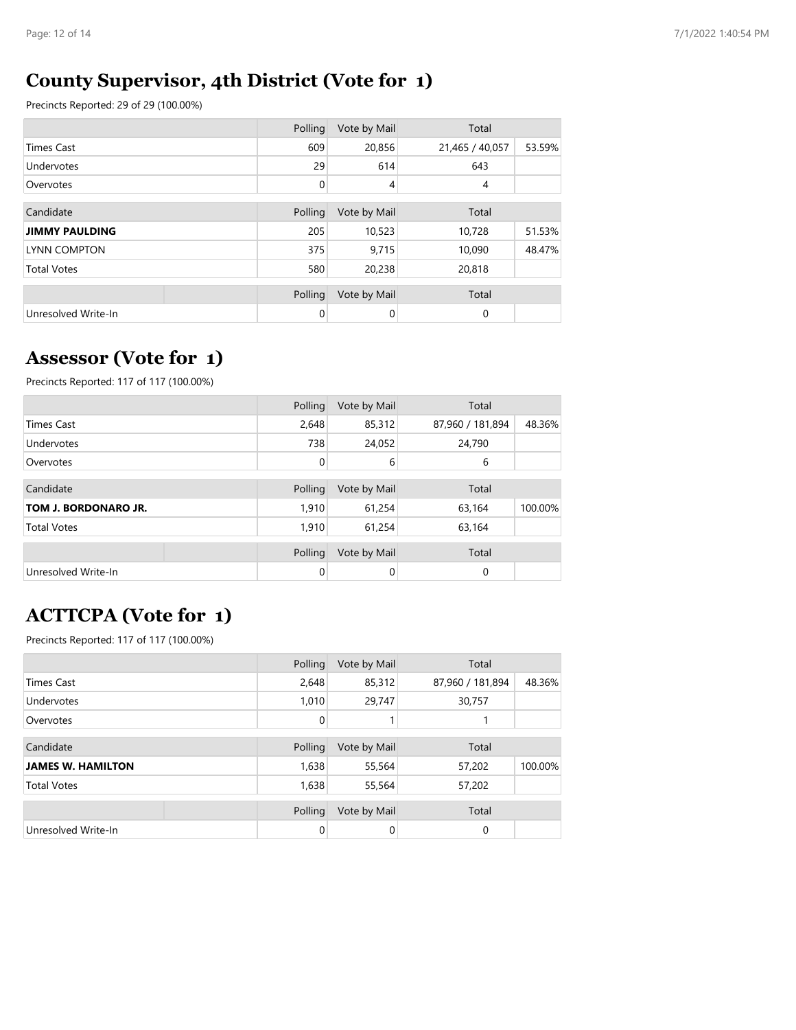## County Supervisor, 4th District (Vote for 1)

Precincts Reported: 29 of 29 (100.00%)

| | Polling | Vote by Mail | Total | |
|---|---|---|---|---|
| Times Cast | 609 | 20,856 | 21,465 / 40,057 | 53.59% |
| Undervotes | 29 | 614 | 643 | |
| Overvotes | 0 | 4 | 4 | |

| Candidate | Polling | Vote by Mail | Total | |
|---|---|---|---|---|
| **JIMMY PAULDING** | 205 | 10,523 | 10,728 | 51.53% |
| LYNN COMPTON | 375 | 9,715 | 10,090 | 48.47% |
| Total Votes | 580 | 20,238 | 20,818 | |

| | Polling | Vote by Mail | Total | |
|---|---|---|---|---|
| Unresolved Write-In | 0 | 0 | 0 | |

## Assessor (Vote for 1)

Precincts Reported: 117 of 117 (100.00%)

| | Polling | Vote by Mail | Total | |
|---|---|---|---|---|
| Times Cast | 2,648 | 85,312 | 87,960 / 181,894 | 48.36% |
| Undervotes | 738 | 24,052 | 24,790 | |
| Overvotes | 0 | 6 | 6 | |

| Candidate | Polling | Vote by Mail | Total | |
|---|---|---|---|---|
| **TOM J. BORDONARO JR.** | 1,910 | 61,254 | 63,164 | 100.00% |
| Total Votes | 1,910 | 61,254 | 63,164 | |

| | Polling | Vote by Mail | Total | |
|---|---|---|---|---|
| Unresolved Write-In | 0 | 0 | 0 | |

## ACTTCPA (Vote for 1)

Precincts Reported: 117 of 117 (100.00%)

| | Polling | Vote by Mail | Total | |
|---|---|---|---|---|
| Times Cast | 2,648 | 85,312 | 87,960 / 181,894 | 48.36% |
| Undervotes | 1,010 | 29,747 | 30,757 | |
| Overvotes | 0 | 1 | 1 | |

| Candidate | Polling | Vote by Mail | Total | |
|---|---|---|---|---|
| **JAMES W. HAMILTON** | 1,638 | 55,564 | 57,202 | 100.00% |
| Total Votes | 1,638 | 55,564 | 57,202 | |

| | Polling | Vote by Mail | Total | |
|---|---|---|---|---|
| Unresolved Write-In | 0 | 0 | 0 | |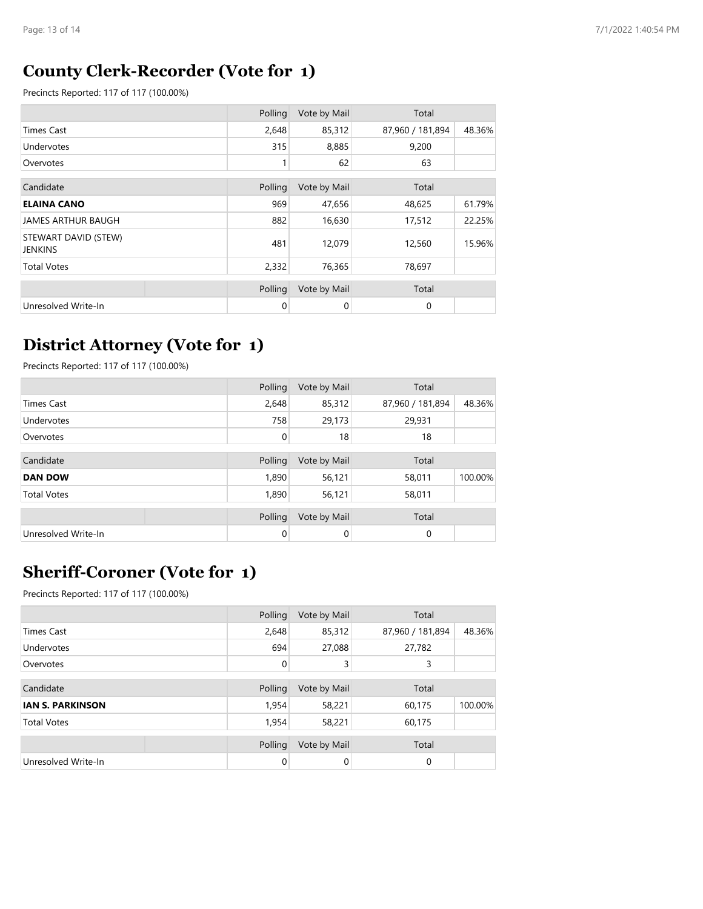## County Clerk-Recorder (Vote for 1)

Precincts Reported: 117 of 117 (100.00%)

| | Polling | Vote by Mail | Total | |
|---|---|---|---|---|
| Times Cast | 2,648 | 85,312 | 87,960 / 181,894 | 48.36% |
| Undervotes | 315 | 8,885 | 9,200 | |
| Overvotes | 1 | 62 | 63 | |

| Candidate | Polling | Vote by Mail | Total | |
|---|---|---|---|---|
| **ELAINA CANO** | 969 | 47,656 | 48,625 | 61.79% |
| JAMES ARTHUR BAUGH | 882 | 16,630 | 17,512 | 22.25% |
| STEWART DAVID (STEW) JENKINS | 481 | 12,079 | 12,560 | 15.96% |
| Total Votes | 2,332 | 76,365 | 78,697 | |

| | Polling | Vote by Mail | Total | |
|---|---|---|---|---|
| Unresolved Write-In | 0 | 0 | 0 | |

## District Attorney (Vote for 1)

Precincts Reported: 117 of 117 (100.00%)

| | Polling | Vote by Mail | Total | |
|---|---|---|---|---|
| Times Cast | 2,648 | 85,312 | 87,960 / 181,894 | 48.36% |
| Undervotes | 758 | 29,173 | 29,931 | |
| Overvotes | 0 | 18 | 18 | |

| Candidate | Polling | Vote by Mail | Total | |
|---|---|---|---|---|
| **DAN DOW** | 1,890 | 56,121 | 58,011 | 100.00% |
| Total Votes | 1,890 | 56,121 | 58,011 | |

| | Polling | Vote by Mail | Total | |
|---|---|---|---|---|
| Unresolved Write-In | 0 | 0 | 0 | |

## Sheriff-Coroner (Vote for 1)

Precincts Reported: 117 of 117 (100.00%)

| | Polling | Vote by Mail | Total | |
|---|---|---|---|---|
| Times Cast | 2,648 | 85,312 | 87,960 / 181,894 | 48.36% |
| Undervotes | 694 | 27,088 | 27,782 | |
| Overvotes | 0 | 3 | 3 | |

| Candidate | Polling | Vote by Mail | Total | |
|---|---|---|---|---|
| **IAN S. PARKINSON** | 1,954 | 58,221 | 60,175 | 100.00% |
| Total Votes | 1,954 | 58,221 | 60,175 | |

| | Polling | Vote by Mail | Total | |
|---|---|---|---|---|
| Unresolved Write-In | 0 | 0 | 0 | |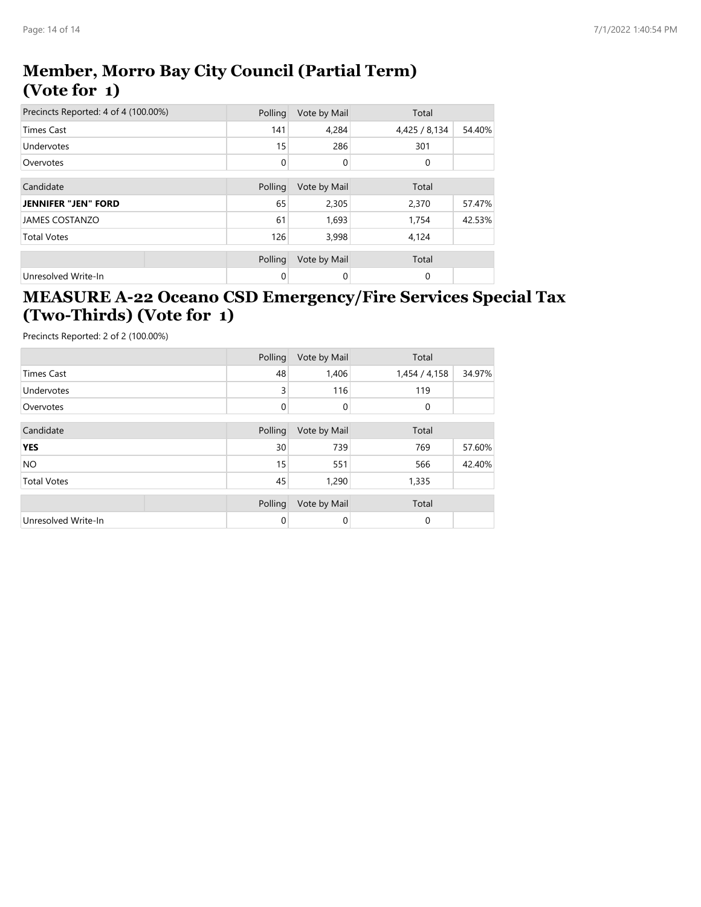## Member, Morro Bay City Council (Partial Term) (Vote for 1)

| Precincts Reported: 4 of 4 (100.00%) | Polling | Vote by Mail | Total | |
|---|---|---|---|---|
| Times Cast | 141 | 4,284 | 4,425 / 8,134 | 54.40% |
| Undervotes | 15 | 286 | 301 | |
| Overvotes | 0 | 0 | 0 | |

| Candidate | Polling | Vote by Mail | Total | |
|---|---|---|---|---|
| **JENNIFER "JEN" FORD** | 65 | 2,305 | 2,370 | 57.47% |
| JAMES COSTANZO | 61 | 1,693 | 1,754 | 42.53% |
| Total Votes | 126 | 3,998 | 4,124 | |

| | Polling | Vote by Mail | Total | |
|---|---|---|---|---|
| Unresolved Write-In | 0 | 0 | 0 | |

## MEASURE A-22 Oceano CSD Emergency/Fire Services Special Tax (Two-Thirds) (Vote for 1)

Precincts Reported: 2 of 2 (100.00%)

| | Polling | Vote by Mail | Total | |
|---|---|---|---|---|
| Times Cast | 48 | 1,406 | 1,454 / 4,158 | 34.97% |
| Undervotes | 3 | 116 | 119 | |
| Overvotes | 0 | 0 | 0 | |

| Candidate | Polling | Vote by Mail | Total | |
|---|---|---|---|---|
| **YES** | 30 | 739 | 769 | 57.60% |
| NO | 15 | 551 | 566 | 42.40% |
| Total Votes | 45 | 1,290 | 1,335 | |

| | Polling | Vote by Mail | Total | |
|---|---|---|---|---|
| Unresolved Write-In | 0 | 0 | 0 | |